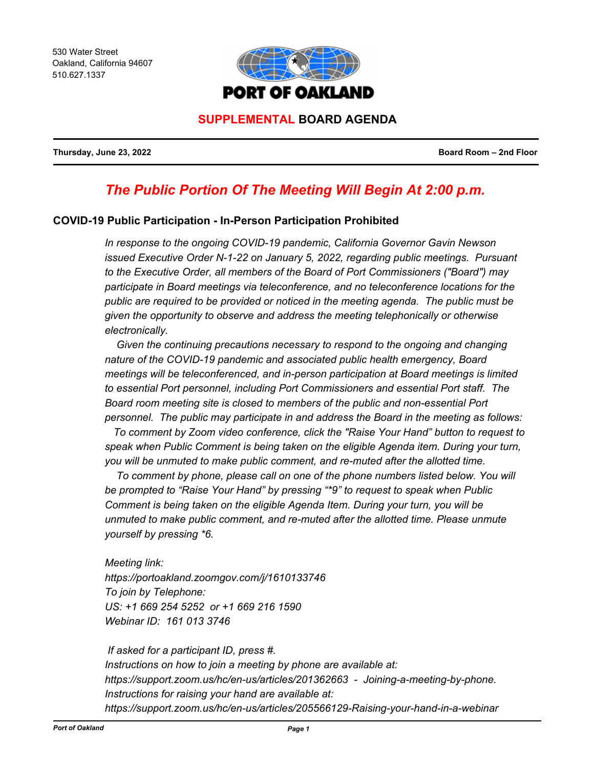530 Water Street
Oakland, California 94607
510.627.1337

PORT OF OAKLAND

# SUPPLEMENTAL BOARD AGENDA

**Thursday, June 23, 2022** | **Board Room – 2nd Floor**

## *The Public Portion Of The Meeting Will Begin At 2:00 p.m.*

### COVID-19 Public Participation - In-Person Participation Prohibited

*In response to the ongoing COVID-19 pandemic, California Governor Gavin Newson issued Executive Order N-1-22 on January 5, 2022, regarding public meetings. Pursuant to the Executive Order, all members of the Board of Port Commissioners ("Board") may participate in Board meetings via teleconference, and no teleconference locations for the public are required to be provided or noticed in the meeting agenda. The public must be given the opportunity to observe and address the meeting telephonically or otherwise electronically.*

*Given the continuing precautions necessary to respond to the ongoing and changing nature of the COVID-19 pandemic and associated public health emergency, Board meetings will be teleconferenced, and in-person participation at Board meetings is limited to essential Port personnel, including Port Commissioners and essential Port staff. The Board room meeting site is closed to members of the public and non-essential Port personnel. The public may participate in and address the Board in the meeting as follows:*

*To comment by Zoom video conference, click the "Raise Your Hand" button to request to speak when Public Comment is being taken on the eligible Agenda item. During your turn, you will be unmuted to make public comment, and re-muted after the allotted time.*

*To comment by phone, please call on one of the phone numbers listed below. You will be prompted to "Raise Your Hand" by pressing "*9" to request to speak when Public Comment is being taken on the eligible Agenda Item. During your turn, you will be unmuted to make public comment, and re-muted after the allotted time. Please unmute yourself by pressing *6.*

*Meeting link:*
*https://portoakland.zoomgov.com/j/1610133746*
*To join by Telephone:*
*US: +1 669 254 5252 or +1 669 216 1590*
*Webinar ID: 161 013 3746*

*If asked for a participant ID, press #.*
*Instructions on how to join a meeting by phone are available at:*
*https://support.zoom.us/hc/en-us/articles/201362663 - Joining-a-meeting-by-phone.*
*Instructions for raising your hand are available at:*
*https://support.zoom.us/hc/en-us/articles/205566129-Raising-your-hand-in-a-webinar*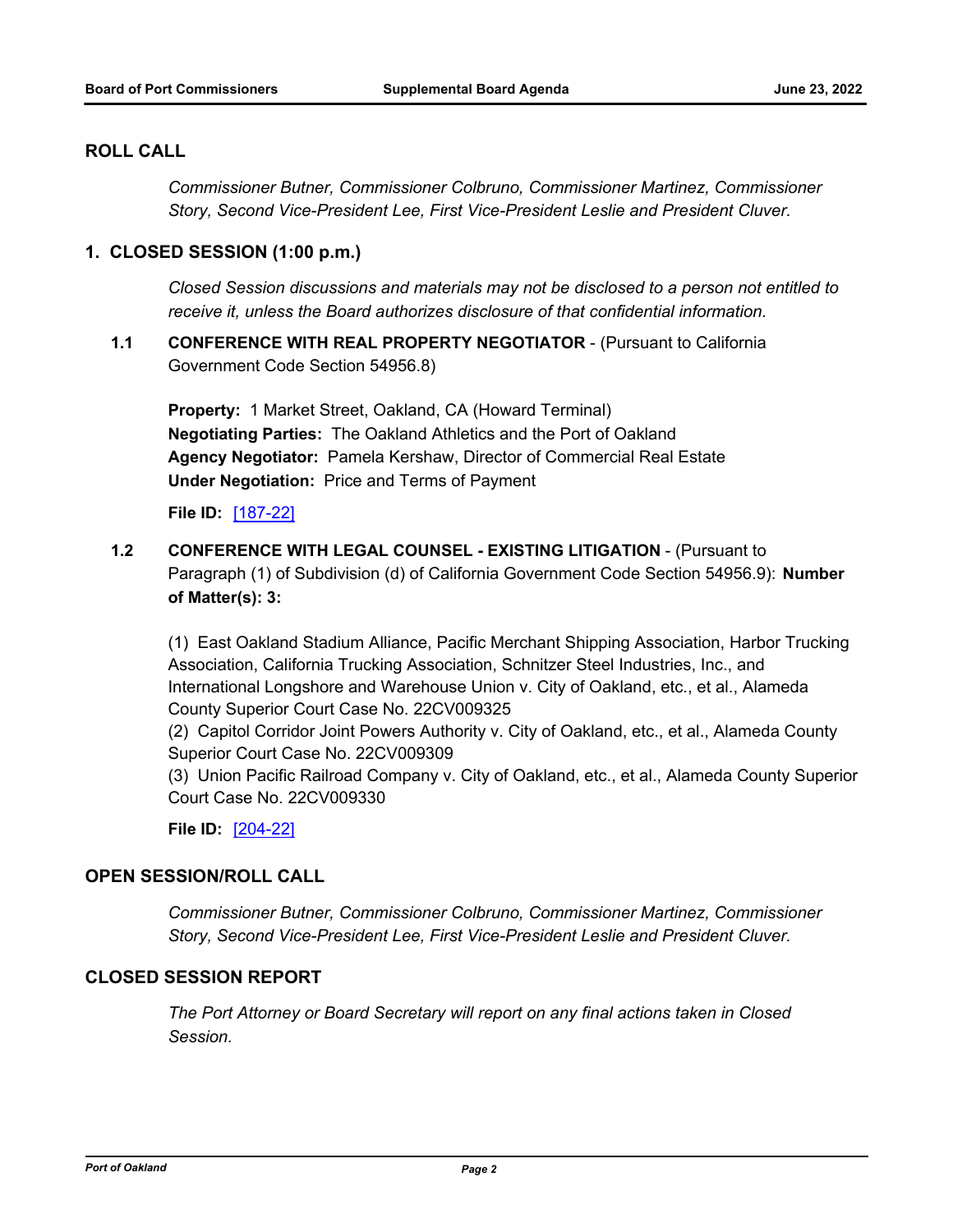## ROLL CALL

*Commissioner Butner, Commissioner Colbruno, Commissioner Martinez, Commissioner Story, Second Vice-President Lee, First Vice-President Leslie and President Cluver.*

## 1. CLOSED SESSION (1:00 p.m.)

*Closed Session discussions and materials may not be disclosed to a person not entitled to receive it, unless the Board authorizes disclosure of that confidential information.*

**1.1 CONFERENCE WITH REAL PROPERTY NEGOTIATOR** - (Pursuant to California Government Code Section 54956.8)

**Property:** 1 Market Street, Oakland, CA (Howard Terminal)
**Negotiating Parties:** The Oakland Athletics and the Port of Oakland
**Agency Negotiator:** Pamela Kershaw, Director of Commercial Real Estate
**Under Negotiation:** Price and Terms of Payment

**File ID:** [187-22]

**1.2 CONFERENCE WITH LEGAL COUNSEL - EXISTING LITIGATION** - (Pursuant to Paragraph (1) of Subdivision (d) of California Government Code Section 54956.9): **Number of Matter(s): 3:**

(1) East Oakland Stadium Alliance, Pacific Merchant Shipping Association, Harbor Trucking Association, California Trucking Association, Schnitzer Steel Industries, Inc., and International Longshore and Warehouse Union v. City of Oakland, etc., et al., Alameda County Superior Court Case No. 22CV009325
(2) Capitol Corridor Joint Powers Authority v. City of Oakland, etc., et al., Alameda County Superior Court Case No. 22CV009309
(3) Union Pacific Railroad Company v. City of Oakland, etc., et al., Alameda County Superior Court Case No. 22CV009330

**File ID:** [204-22]

## OPEN SESSION/ROLL CALL

*Commissioner Butner, Commissioner Colbruno, Commissioner Martinez, Commissioner Story, Second Vice-President Lee, First Vice-President Leslie and President Cluver.*

## CLOSED SESSION REPORT

*The Port Attorney or Board Secretary will report on any final actions taken in Closed Session.*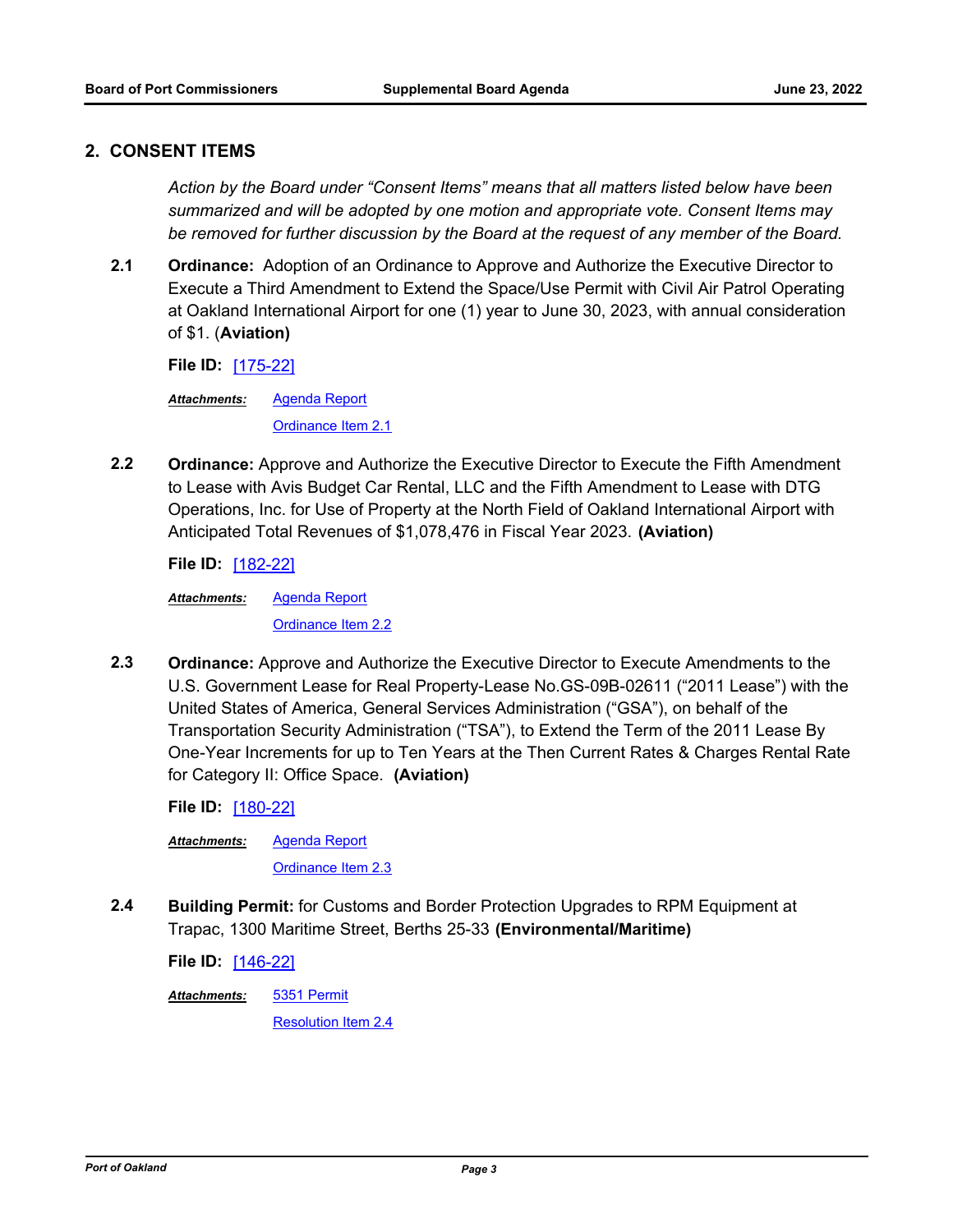## 2. CONSENT ITEMS

*Action by the Board under "Consent Items" means that all matters listed below have been summarized and will be adopted by one motion and appropriate vote. Consent Items may be removed for further discussion by the Board at the request of any member of the Board.*

**2.1** **Ordinance:** Adoption of an Ordinance to Approve and Authorize the Executive Director to Execute a Third Amendment to Extend the Space/Use Permit with Civil Air Patrol Operating at Oakland International Airport for one (1) year to June 30, 2023, with annual consideration of $1. (**Aviation)**

**File ID:** [175-22]

***Attachments:*** Agenda Report
Ordinance Item 2.1

**2.2** **Ordinance:** Approve and Authorize the Executive Director to Execute the Fifth Amendment to Lease with Avis Budget Car Rental, LLC and the Fifth Amendment to Lease with DTG Operations, Inc. for Use of Property at the North Field of Oakland International Airport with Anticipated Total Revenues of $1,078,476 in Fiscal Year 2023. **(Aviation)**

**File ID:** [182-22]

***Attachments:*** Agenda Report
Ordinance Item 2.2

**2.3** **Ordinance:** Approve and Authorize the Executive Director to Execute Amendments to the U.S. Government Lease for Real Property-Lease No.GS-09B-02611 ("2011 Lease") with the United States of America, General Services Administration ("GSA"), on behalf of the Transportation Security Administration ("TSA"), to Extend the Term of the 2011 Lease By One-Year Increments for up to Ten Years at the Then Current Rates & Charges Rental Rate for Category II: Office Space. **(Aviation)**

**File ID:** [180-22]

***Attachments:*** Agenda Report
Ordinance Item 2.3

**2.4** **Building Permit:** for Customs and Border Protection Upgrades to RPM Equipment at Trapac, 1300 Maritime Street, Berths 25-33 **(Environmental/Maritime)**

**File ID:** [146-22]

***Attachments:*** 5351 Permit
Resolution Item 2.4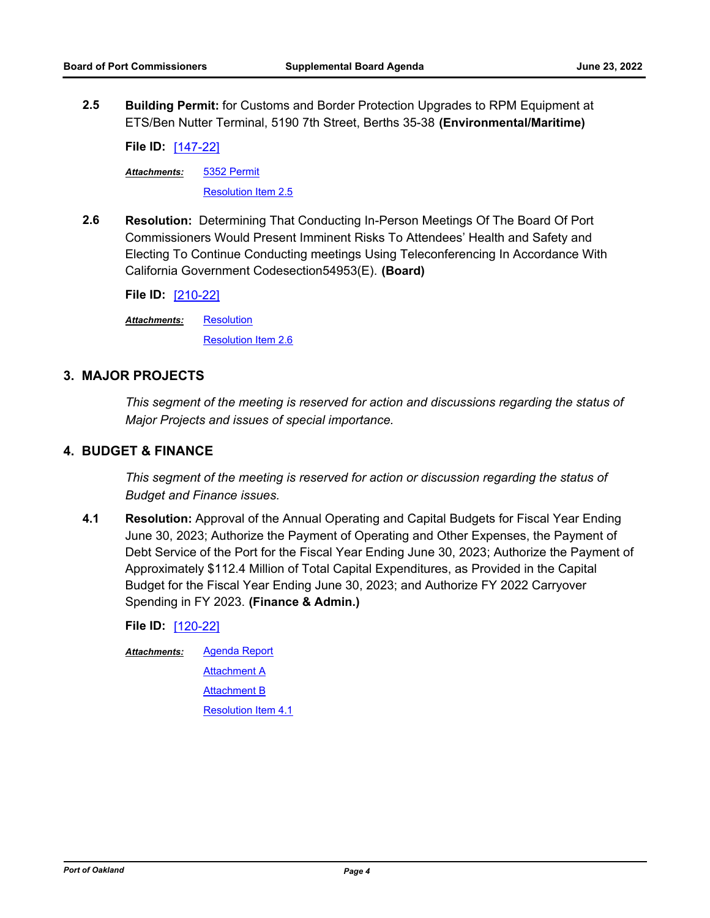**2.5** **Building Permit:** for Customs and Border Protection Upgrades to RPM Equipment at ETS/Ben Nutter Terminal, 5190 7th Street, Berths 35-38 **(Environmental/Maritime)**

**File ID:** [147-22]

***Attachments:*** 5352 Permit

Resolution Item 2.5

**2.6** **Resolution:** Determining That Conducting In-Person Meetings Of The Board Of Port Commissioners Would Present Imminent Risks To Attendees' Health and Safety and Electing To Continue Conducting meetings Using Teleconferencing In Accordance With California Government Codesection54953(E). **(Board)**

**File ID:** [210-22]

***Attachments:*** Resolution

Resolution Item 2.6

## 3. MAJOR PROJECTS

*This segment of the meeting is reserved for action and discussions regarding the status of Major Projects and issues of special importance.*

## 4. BUDGET & FINANCE

*This segment of the meeting is reserved for action or discussion regarding the status of Budget and Finance issues.*

**4.1** **Resolution:** Approval of the Annual Operating and Capital Budgets for Fiscal Year Ending June 30, 2023; Authorize the Payment of Operating and Other Expenses, the Payment of Debt Service of the Port for the Fiscal Year Ending June 30, 2023; Authorize the Payment of Approximately $112.4 Million of Total Capital Expenditures, as Provided in the Capital Budget for the Fiscal Year Ending June 30, 2023; and Authorize FY 2022 Carryover Spending in FY 2023. **(Finance & Admin.)**

**File ID:** [120-22]

***Attachments:*** Agenda Report

Attachment A

Attachment B

Resolution Item 4.1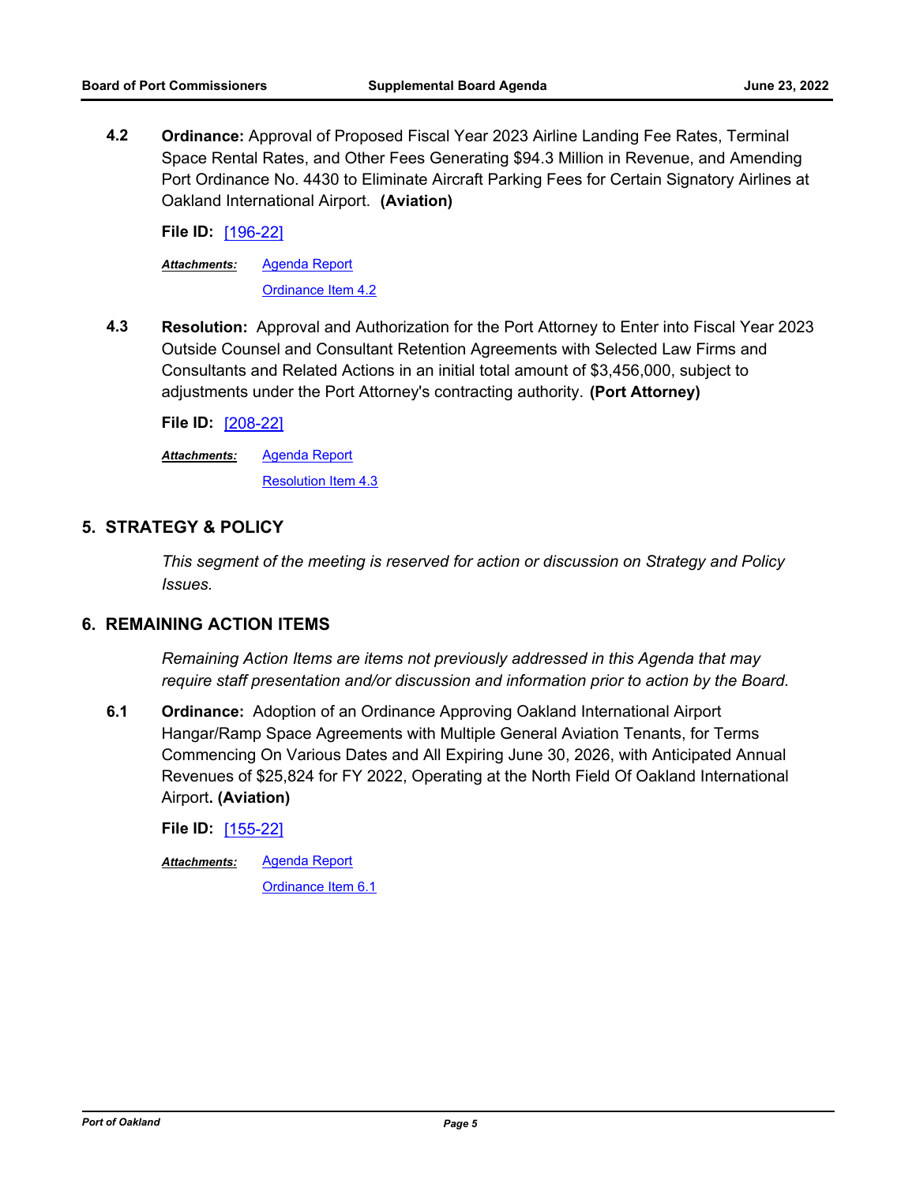**4.2** **Ordinance:** Approval of Proposed Fiscal Year 2023 Airline Landing Fee Rates, Terminal Space Rental Rates, and Other Fees Generating $94.3 Million in Revenue, and Amending Port Ordinance No. 4430 to Eliminate Aircraft Parking Fees for Certain Signatory Airlines at Oakland International Airport. **(Aviation)**

**File ID:** [196-22]

***Attachments:*** Agenda Report
Ordinance Item 4.2

**4.3** **Resolution:** Approval and Authorization for the Port Attorney to Enter into Fiscal Year 2023 Outside Counsel and Consultant Retention Agreements with Selected Law Firms and Consultants and Related Actions in an initial total amount of $3,456,000, subject to adjustments under the Port Attorney's contracting authority. **(Port Attorney)**

**File ID:** [208-22]

***Attachments:*** Agenda Report
Resolution Item 4.3

## 5. STRATEGY & POLICY

*This segment of the meeting is reserved for action or discussion on Strategy and Policy Issues.*

## 6. REMAINING ACTION ITEMS

*Remaining Action Items are items not previously addressed in this Agenda that may require staff presentation and/or discussion and information prior to action by the Board.*

**6.1** **Ordinance:** Adoption of an Ordinance Approving Oakland International Airport Hangar/Ramp Space Agreements with Multiple General Aviation Tenants, for Terms Commencing On Various Dates and All Expiring June 30, 2026, with Anticipated Annual Revenues of $25,824 for FY 2022, Operating at the North Field Of Oakland International Airport**. (Aviation)**

**File ID:** [155-22]

***Attachments:*** Agenda Report
Ordinance Item 6.1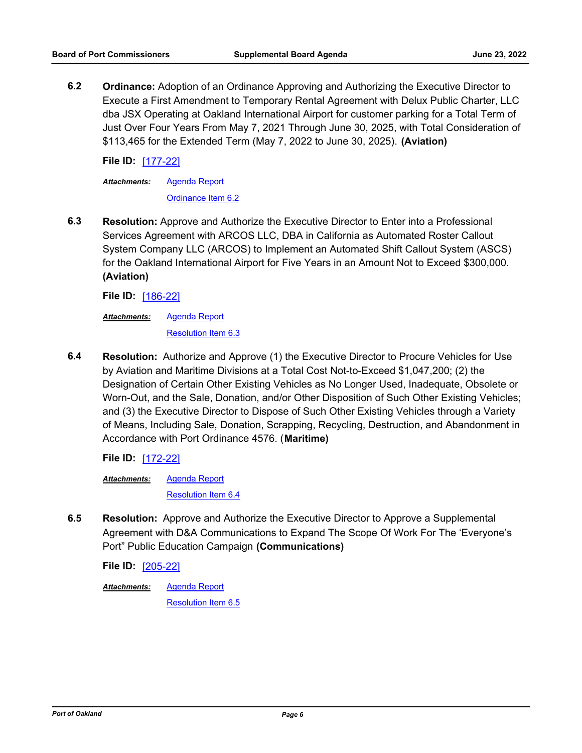**6.2** **Ordinance:** Adoption of an Ordinance Approving and Authorizing the Executive Director to Execute a First Amendment to Temporary Rental Agreement with Delux Public Charter, LLC dba JSX Operating at Oakland International Airport for customer parking for a Total Term of Just Over Four Years From May 7, 2021 Through June 30, 2025, with Total Consideration of $113,465 for the Extended Term (May 7, 2022 to June 30, 2025). **(Aviation)**

**File ID:** [177-22]

***Attachments:*** Agenda Report
Ordinance Item 6.2

**6.3** **Resolution:** Approve and Authorize the Executive Director to Enter into a Professional Services Agreement with ARCOS LLC, DBA in California as Automated Roster Callout System Company LLC (ARCOS) to Implement an Automated Shift Callout System (ASCS) for the Oakland International Airport for Five Years in an Amount Not to Exceed $300,000. **(Aviation)**

**File ID:** [186-22]

***Attachments:*** Agenda Report
Resolution Item 6.3

**6.4** **Resolution:** Authorize and Approve (1) the Executive Director to Procure Vehicles for Use by Aviation and Maritime Divisions at a Total Cost Not-to-Exceed $1,047,200; (2) the Designation of Certain Other Existing Vehicles as No Longer Used, Inadequate, Obsolete or Worn-Out, and the Sale, Donation, and/or Other Disposition of Such Other Existing Vehicles; and (3) the Executive Director to Dispose of Such Other Existing Vehicles through a Variety of Means, Including Sale, Donation, Scrapping, Recycling, Destruction, and Abandonment in Accordance with Port Ordinance 4576. (**Maritime)**

**File ID:** [172-22]

***Attachments:*** Agenda Report
Resolution Item 6.4

**6.5** **Resolution:** Approve and Authorize the Executive Director to Approve a Supplemental Agreement with D&A Communications to Expand The Scope Of Work For The 'Everyone's Port" Public Education Campaign **(Communications)**

**File ID:** [205-22]

***Attachments:*** Agenda Report
Resolution Item 6.5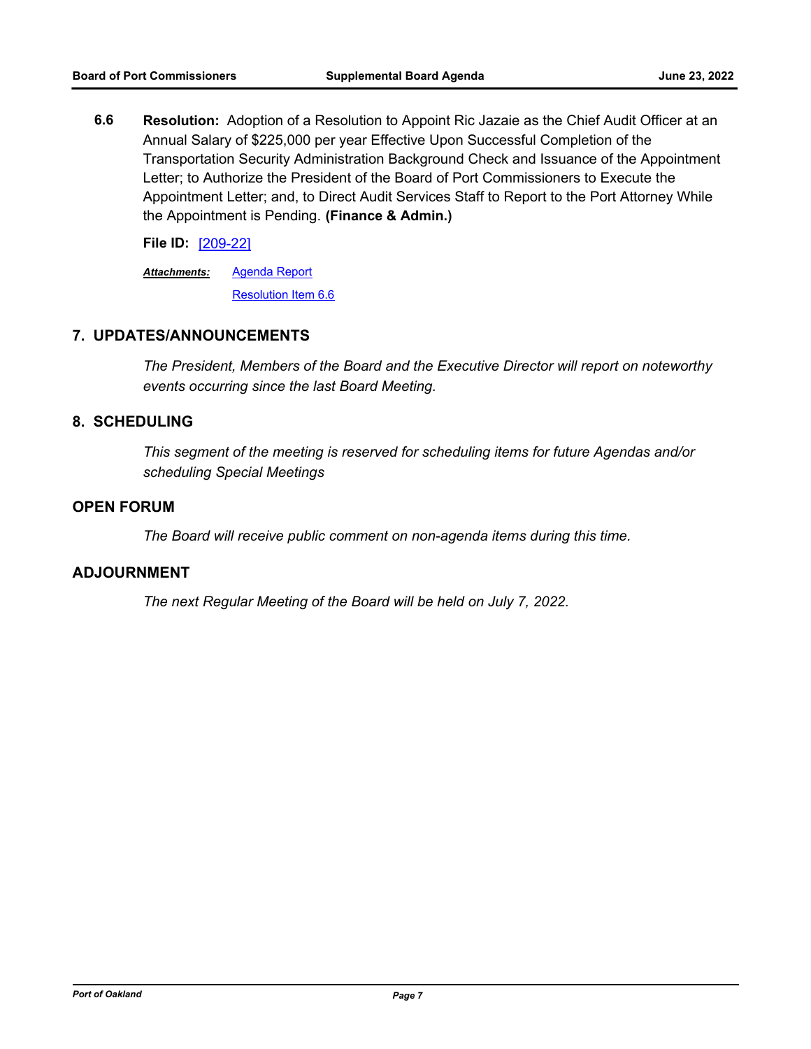**6.6 Resolution:** Adoption of a Resolution to Appoint Ric Jazaie as the Chief Audit Officer at an Annual Salary of $225,000 per year Effective Upon Successful Completion of the Transportation Security Administration Background Check and Issuance of the Appointment Letter; to Authorize the President of the Board of Port Commissioners to Execute the Appointment Letter; and, to Direct Audit Services Staff to Report to the Port Attorney While the Appointment is Pending. **(Finance & Admin.)**

**File ID:** [209-22]

***Attachments:*** Agenda Report
Resolution Item 6.6

## 7. UPDATES/ANNOUNCEMENTS

*The President, Members of the Board and the Executive Director will report on noteworthy events occurring since the last Board Meeting.*

## 8. SCHEDULING

*This segment of the meeting is reserved for scheduling items for future Agendas and/or scheduling Special Meetings*

## OPEN FORUM

*The Board will receive public comment on non-agenda items during this time.*

## ADJOURNMENT

*The next Regular Meeting of the Board will be held on July 7, 2022.*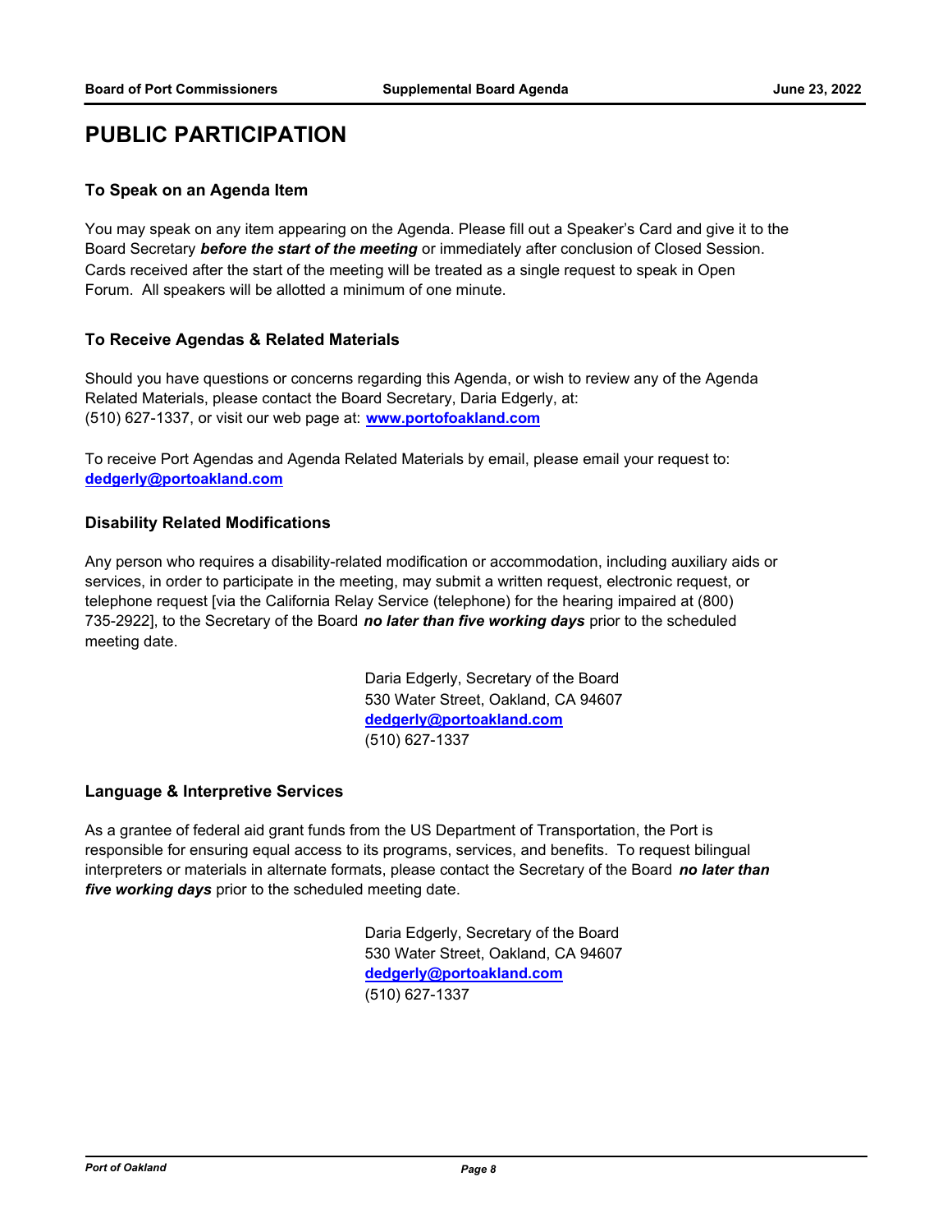# PUBLIC PARTICIPATION

### To Speak on an Agenda Item

You may speak on any item appearing on the Agenda. Please fill out a Speaker's Card and give it to the Board Secretary ***before the start of the meeting*** or immediately after conclusion of Closed Session. Cards received after the start of the meeting will be treated as a single request to speak in Open Forum. All speakers will be allotted a minimum of one minute.

### To Receive Agendas & Related Materials

Should you have questions or concerns regarding this Agenda, or wish to review any of the Agenda Related Materials, please contact the Board Secretary, Daria Edgerly, at:
(510) 627-1337, or visit our web page at: **www.portofoakland.com**

To receive Port Agendas and Agenda Related Materials by email, please email your request to:
**dedgerly@portoakland.com**

### Disability Related Modifications

Any person who requires a disability-related modification or accommodation, including auxiliary aids or services, in order to participate in the meeting, may submit a written request, electronic request, or telephone request [via the California Relay Service (telephone) for the hearing impaired at (800) 735-2922], to the Secretary of the Board ***no later than five working days*** prior to the scheduled meeting date.

Daria Edgerly, Secretary of the Board
530 Water Street, Oakland, CA 94607
**dedgerly@portoakland.com**
(510) 627-1337

### Language & Interpretive Services

As a grantee of federal aid grant funds from the US Department of Transportation, the Port is responsible for ensuring equal access to its programs, services, and benefits. To request bilingual interpreters or materials in alternate formats, please contact the Secretary of the Board ***no later than five working days*** prior to the scheduled meeting date.

Daria Edgerly, Secretary of the Board
530 Water Street, Oakland, CA 94607
**dedgerly@portoakland.com**
(510) 627-1337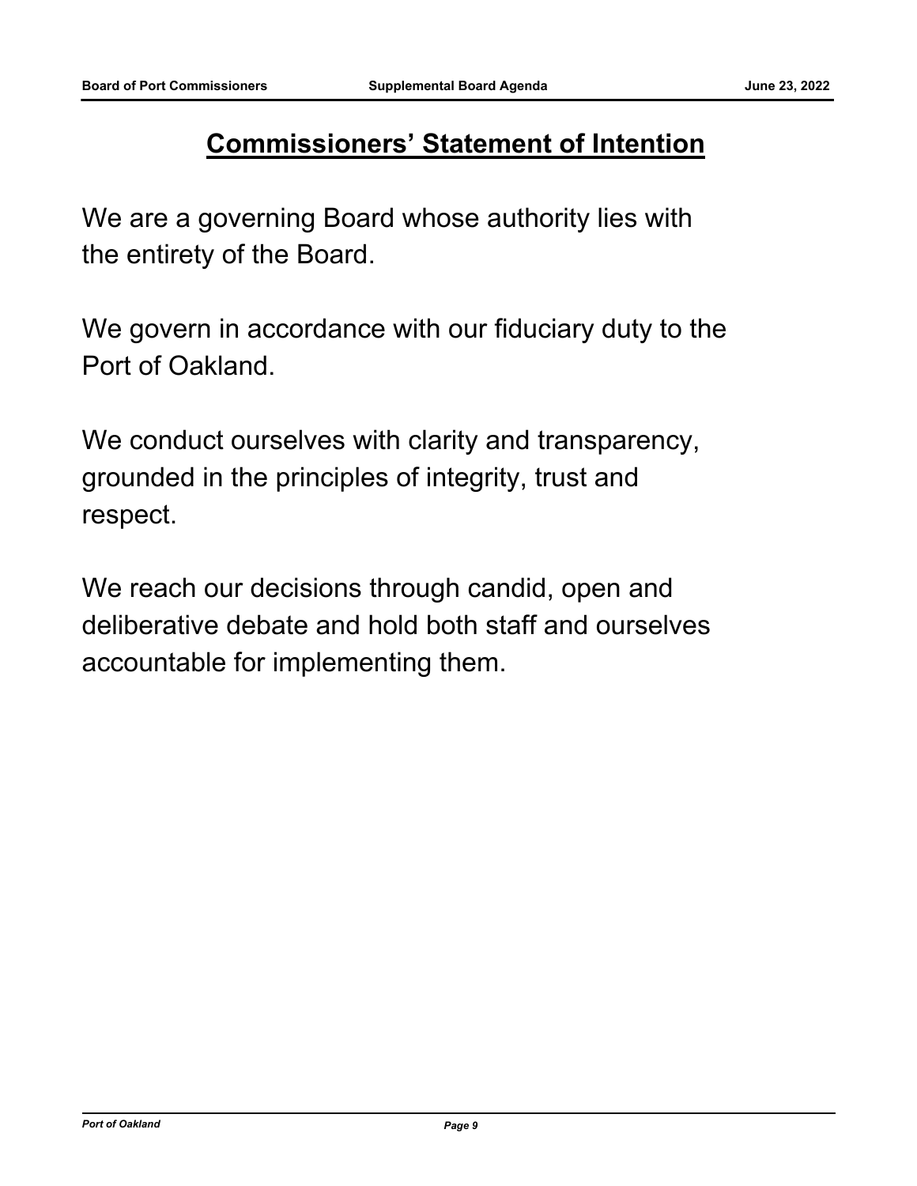# Commissioners' Statement of Intention

We are a governing Board whose authority lies with the entirety of the Board.

We govern in accordance with our fiduciary duty to the Port of Oakland.

We conduct ourselves with clarity and transparency, grounded in the principles of integrity, trust and respect.

We reach our decisions through candid, open and deliberative debate and hold both staff and ourselves accountable for implementing them.